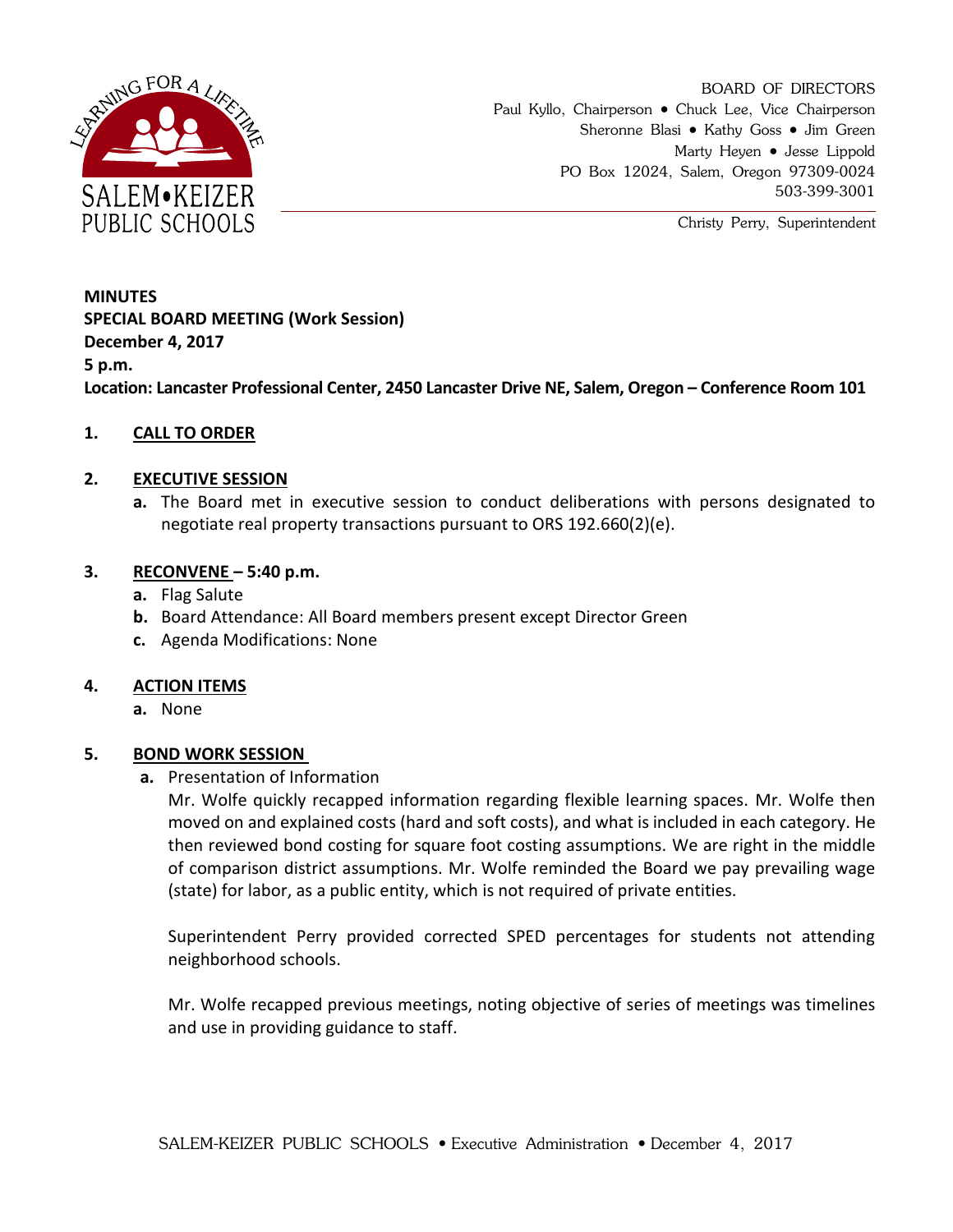SALEM•KEIZER PUBLIC SCHOOLS

LEARNING FOR A LIFETIME

BOARD OF DIRECTORS
Paul Kyllo, Chairperson • Chuck Lee, Vice Chairperson
Sheronne Blasi • Kathy Goss • Jim Green
Marty Heyen • Jesse Lippold
PO Box 12024, Salem, Oregon 97309-0024
503-399-3001

Christy Perry, Superintendent

**MINUTES**
**SPECIAL BOARD MEETING (Work Session)**
**December 4, 2017**
**5 p.m.**
**Location: Lancaster Professional Center, 2450 Lancaster Drive NE, Salem, Oregon – Conference Room 101**

**1. CALL TO ORDER**

**2. EXECUTIVE SESSION**

**a.** The Board met in executive session to conduct deliberations with persons designated to negotiate real property transactions pursuant to ORS 192.660(2)(e).

**3. RECONVENE – 5:40 p.m.**

**a.** Flag Salute
**b.** Board Attendance: All Board members present except Director Green
**c.** Agenda Modifications: None

**4. ACTION ITEMS**

**a.** None

**5. BOND WORK SESSION**

**a.** Presentation of Information

Mr. Wolfe quickly recapped information regarding flexible learning spaces. Mr. Wolfe then moved on and explained costs (hard and soft costs), and what is included in each category. He then reviewed bond costing for square foot costing assumptions. We are right in the middle of comparison district assumptions. Mr. Wolfe reminded the Board we pay prevailing wage (state) for labor, as a public entity, which is not required of private entities.

Superintendent Perry provided corrected SPED percentages for students not attending neighborhood schools.

Mr. Wolfe recapped previous meetings, noting objective of series of meetings was timelines and use in providing guidance to staff.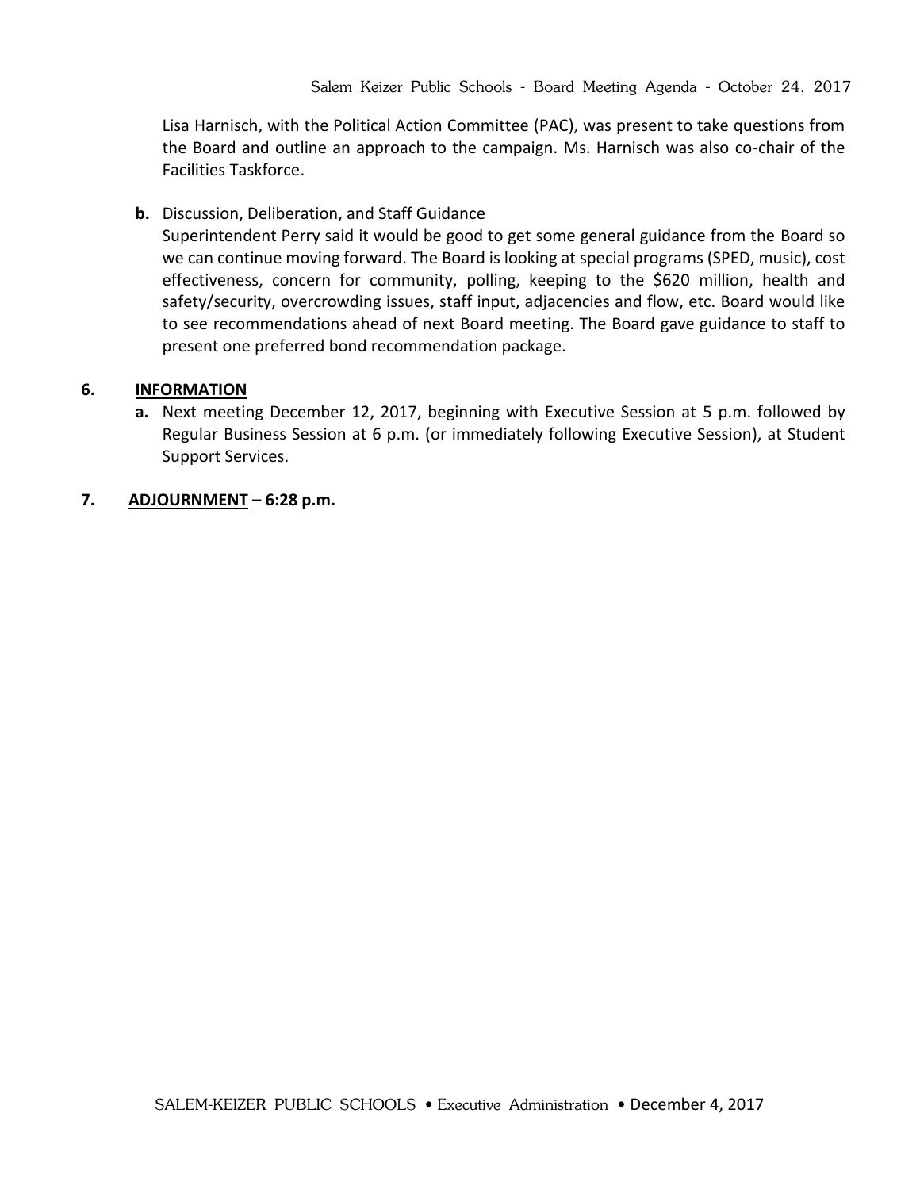Lisa Harnisch, with the Political Action Committee (PAC), was present to take questions from the Board and outline an approach to the campaign. Ms. Harnisch was also co-chair of the Facilities Taskforce.

**b.** Discussion, Deliberation, and Staff Guidance
Superintendent Perry said it would be good to get some general guidance from the Board so we can continue moving forward. The Board is looking at special programs (SPED, music), cost effectiveness, concern for community, polling, keeping to the $620 million, health and safety/security, overcrowding issues, staff input, adjacencies and flow, etc. Board would like to see recommendations ahead of next Board meeting. The Board gave guidance to staff to present one preferred bond recommendation package.

## 6. INFORMATION

**a.** Next meeting December 12, 2017, beginning with Executive Session at 5 p.m. followed by Regular Business Session at 6 p.m. (or immediately following Executive Session), at Student Support Services.

## 7. ADJOURNMENT – 6:28 p.m.